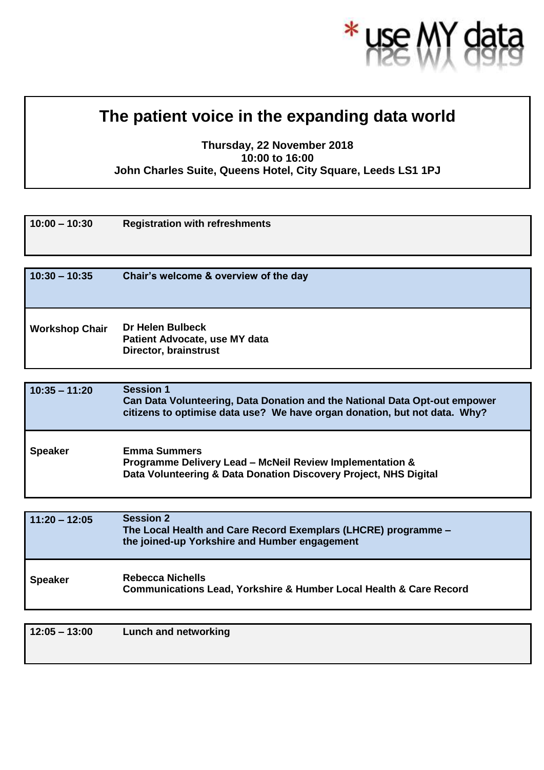*use MY data

# The patient voice in the expanding data world

**Thursday, 22 November 2018**
**10:00 to 16:00**
**John Charles Suite, Queens Hotel, City Square, Leeds LS1 1PJ**

| | |
|---|---|
| **10:00 – 10:30** | **Registration with refreshments** |
| **10:30 – 10:35** | **Chair's welcome & overview of the day** |
| **Workshop Chair** | **Dr Helen Bulbeck**<br>**Patient Advocate, use MY data**<br>**Director, brainstrust** |
| **10:35 – 11:20** | **Session 1**<br>**Can Data Volunteering, Data Donation and the National Data Opt-out empower citizens to optimise data use? We have organ donation, but not data. Why?** |
| **Speaker** | **Emma Summers**<br>**Programme Delivery Lead – McNeil Review Implementation &**<br>**Data Volunteering & Data Donation Discovery Project, NHS Digital** |
| **11:20 – 12:05** | **Session 2**<br>**The Local Health and Care Record Exemplars (LHCRE) programme –**<br>**the joined-up Yorkshire and Humber engagement** |
| **Speaker** | **Rebecca Nichells**<br>**Communications Lead, Yorkshire & Humber Local Health & Care Record** |
| **12:05 – 13:00** | **Lunch and networking** |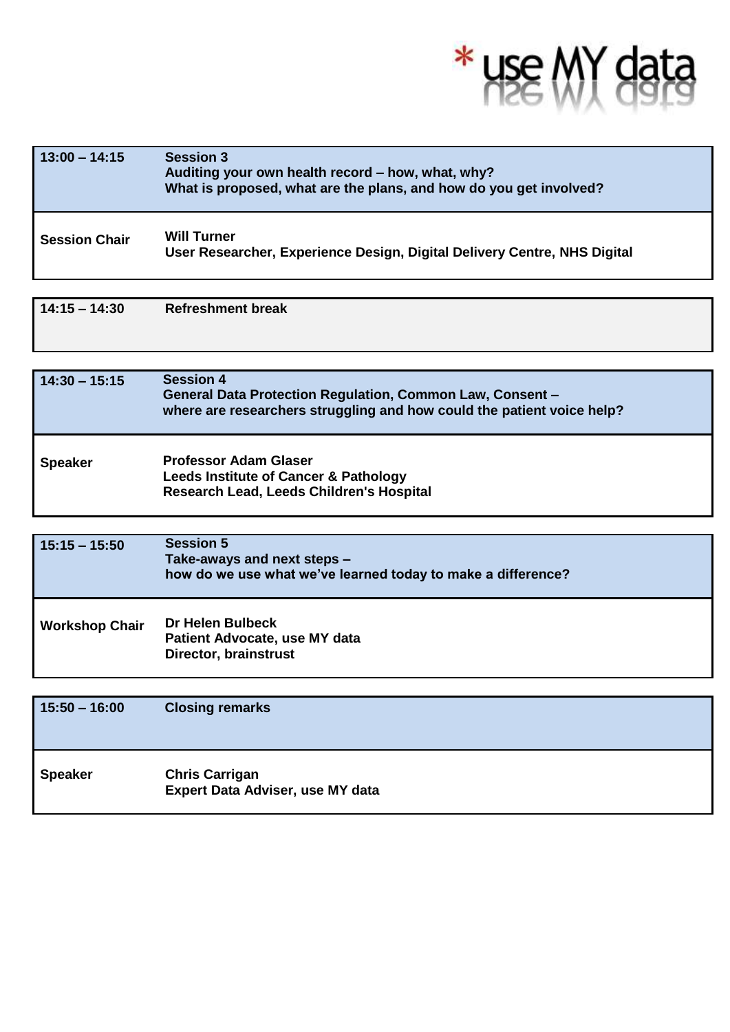\* use MY data

| | |
|---|---|
| **13:00 – 14:15** | **Session 3**<br>**Auditing your own health record – how, what, why?**<br>**What is proposed, what are the plans, and how do you get involved?** |
| **Session Chair** | **Will Turner**<br>**User Researcher, Experience Design, Digital Delivery Centre, NHS Digital** |

| | |
|---|---|
| **14:15 – 14:30** | **Refreshment break** |

| | |
|---|---|
| **14:30 – 15:15** | **Session 4**<br>**General Data Protection Regulation, Common Law, Consent –**<br>**where are researchers struggling and how could the patient voice help?** |
| **Speaker** | **Professor Adam Glaser**<br>**Leeds Institute of Cancer & Pathology**<br>**Research Lead, Leeds Children's Hospital** |

| | |
|---|---|
| **15:15 – 15:50** | **Session 5**<br>**Take-aways and next steps –**<br>**how do we use what we've learned today to make a difference?** |
| **Workshop Chair** | **Dr Helen Bulbeck**<br>**Patient Advocate, use MY data**<br>**Director, brainstrust** |

| | |
|---|---|
| **15:50 – 16:00** | **Closing remarks** |
| **Speaker** | **Chris Carrigan**<br>**Expert Data Adviser, use MY data** |